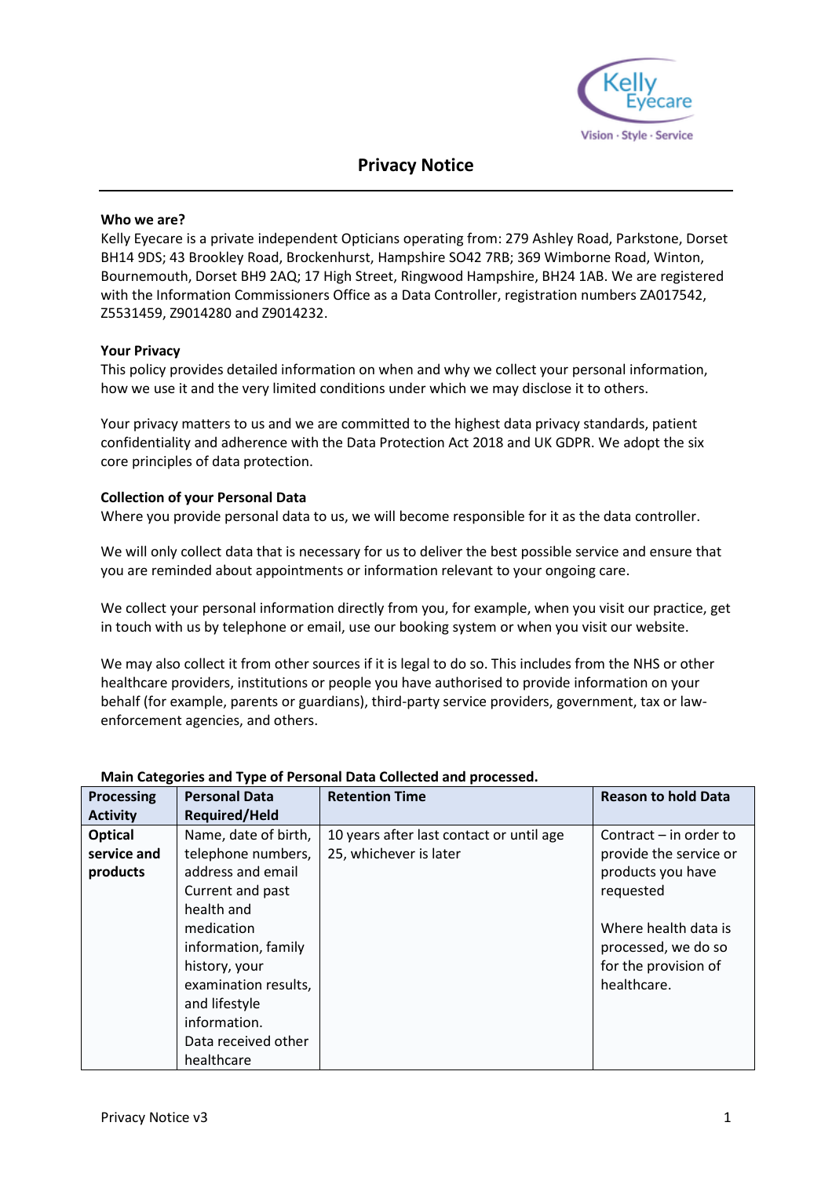Kelly Eyecare
Vision · Style · Service

# Privacy Notice

**Who we are?**

Kelly Eyecare is a private independent Opticians operating from: 279 Ashley Road, Parkstone, Dorset BH14 9DS; 43 Brookley Road, Brockenhurst, Hampshire SO42 7RB; 369 Wimborne Road, Winton, Bournemouth, Dorset BH9 2AQ; 17 High Street, Ringwood Hampshire, BH24 1AB. We are registered with the Information Commissioners Office as a Data Controller, registration numbers ZA017542, Z5531459, Z9014280 and Z9014232.

**Your Privacy**

This policy provides detailed information on when and why we collect your personal information, how we use it and the very limited conditions under which we may disclose it to others.

Your privacy matters to us and we are committed to the highest data privacy standards, patient confidentiality and adherence with the Data Protection Act 2018 and UK GDPR. We adopt the six core principles of data protection.

**Collection of your Personal Data**

Where you provide personal data to us, we will become responsible for it as the data controller.

We will only collect data that is necessary for us to deliver the best possible service and ensure that you are reminded about appointments or information relevant to your ongoing care.

We collect your personal information directly from you, for example, when you visit our practice, get in touch with us by telephone or email, use our booking system or when you visit our website.

We may also collect it from other sources if it is legal to do so. This includes from the NHS or other healthcare providers, institutions or people you have authorised to provide information on your behalf (for example, parents or guardians), third-party service providers, government, tax or law-enforcement agencies, and others.

**Main Categories and Type of Personal Data Collected and processed.**

| Processing Activity | Personal Data Required/Held | Retention Time | Reason to hold Data |
|---|---|---|---|
| **Optical service and products** | Name, date of birth, telephone numbers, address and email Current and past health and medication information, family history, your examination results, and lifestyle information. Data received other healthcare | 10 years after last contact or until age 25, whichever is later | Contract – in order to provide the service or products you have requested<br><br>Where health data is processed, we do so for the provision of healthcare. |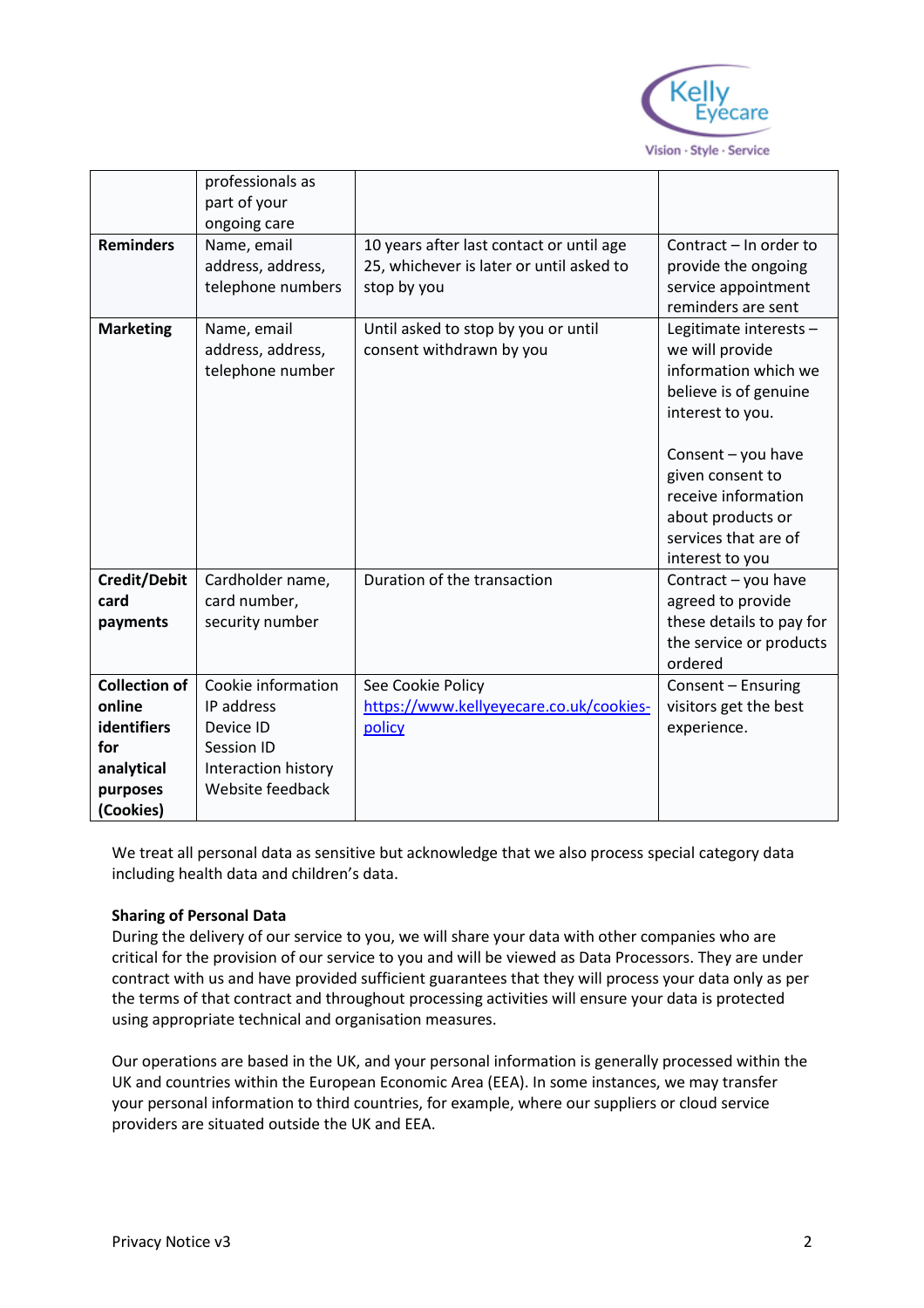| | | | |
|---|---|---|---|
| | professionals as part of your ongoing care | | |
| **Reminders** | Name, email address, address, telephone numbers | 10 years after last contact or until age 25, whichever is later or until asked to stop by you | Contract – In order to provide the ongoing service appointment reminders are sent |
| **Marketing** | Name, email address, address, telephone number | Until asked to stop by you or until consent withdrawn by you | Legitimate interests – we will provide information which we believe is of genuine interest to you.<br><br>Consent – you have given consent to receive information about products or services that are of interest to you |
| **Credit/Debit card payments** | Cardholder name, card number, security number | Duration of the transaction | Contract – you have agreed to provide these details to pay for the service or products ordered |
| **Collection of online identifiers for analytical purposes (Cookies)** | Cookie information<br>IP address<br>Device ID<br>Session ID<br>Interaction history<br>Website feedback | See Cookie Policy [https://www.kellyeyecare.co.uk/cookies-policy](https://www.kellyeyecare.co.uk/cookies-policy) | Consent – Ensuring visitors get the best experience. |

We treat all personal data as sensitive but acknowledge that we also process special category data including health data and children's data.

**Sharing of Personal Data**

During the delivery of our service to you, we will share your data with other companies who are critical for the provision of our service to you and will be viewed as Data Processors. They are under contract with us and have provided sufficient guarantees that they will process your data only as per the terms of that contract and throughout processing activities will ensure your data is protected using appropriate technical and organisation measures.

Our operations are based in the UK, and your personal information is generally processed within the UK and countries within the European Economic Area (EEA). In some instances, we may transfer your personal information to third countries, for example, where our suppliers or cloud service providers are situated outside the UK and EEA.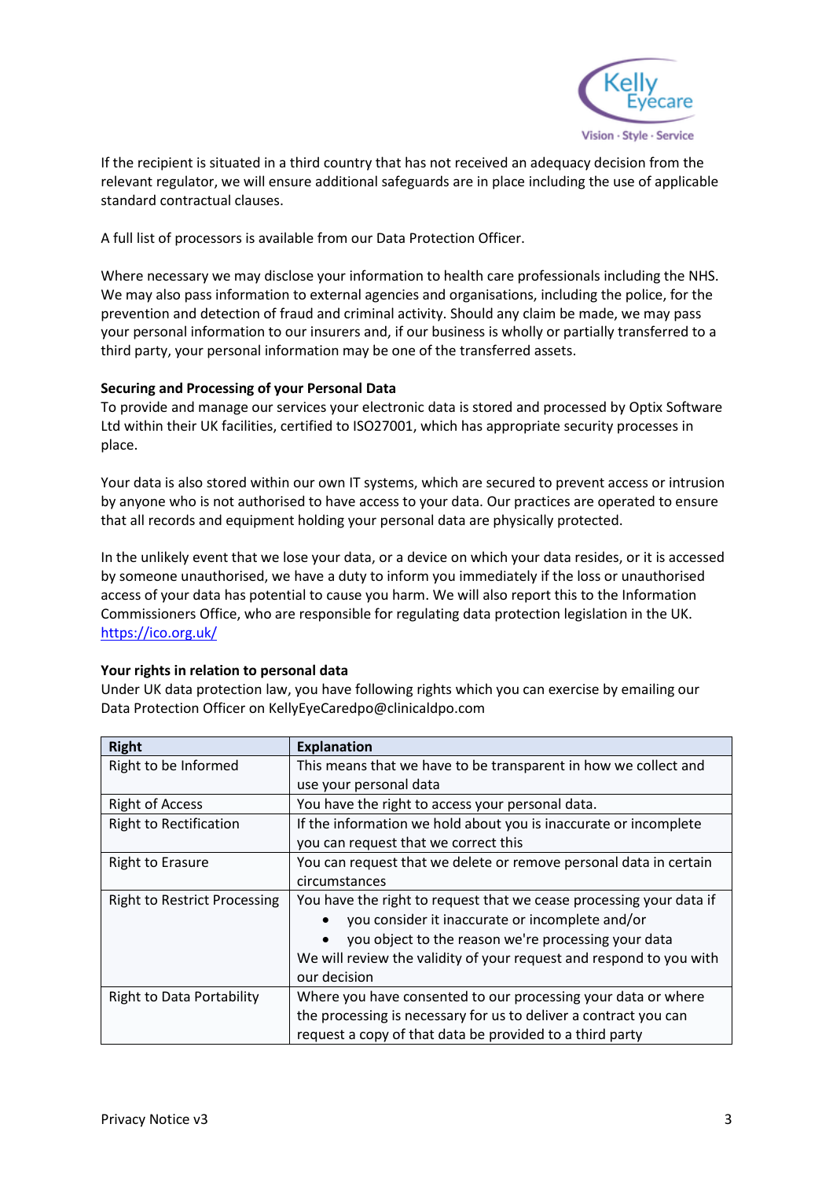If the recipient is situated in a third country that has not received an adequacy decision from the relevant regulator, we will ensure additional safeguards are in place including the use of applicable standard contractual clauses.

A full list of processors is available from our Data Protection Officer.

Where necessary we may disclose your information to health care professionals including the NHS. We may also pass information to external agencies and organisations, including the police, for the prevention and detection of fraud and criminal activity. Should any claim be made, we may pass your personal information to our insurers and, if our business is wholly or partially transferred to a third party, your personal information may be one of the transferred assets.

**Securing and Processing of your Personal Data**

To provide and manage our services your electronic data is stored and processed by Optix Software Ltd within their UK facilities, certified to ISO27001, which has appropriate security processes in place.

Your data is also stored within our own IT systems, which are secured to prevent access or intrusion by anyone who is not authorised to have access to your data. Our practices are operated to ensure that all records and equipment holding your personal data are physically protected.

In the unlikely event that we lose your data, or a device on which your data resides, or it is accessed by someone unauthorised, we have a duty to inform you immediately if the loss or unauthorised access of your data has potential to cause you harm. We will also report this to the Information Commissioners Office, who are responsible for regulating data protection legislation in the UK. [https://ico.org.uk/](https://ico.org.uk/)

**Your rights in relation to personal data**

Under UK data protection law, you have following rights which you can exercise by emailing our Data Protection Officer on KellyEyeCaredpo@clinicaldpo.com

| Right | Explanation |
|---|---|
| Right to be Informed | This means that we have to be transparent in how we collect and use your personal data |
| Right of Access | You have the right to access your personal data. |
| Right to Rectification | If the information we hold about you is inaccurate or incomplete you can request that we correct this |
| Right to Erasure | You can request that we delete or remove personal data in certain circumstances |
| Right to Restrict Processing | You have the right to request that we cease processing your data if<br>• you consider it inaccurate or incomplete and/or<br>• you object to the reason we're processing your data<br>We will review the validity of your request and respond to you with our decision |
| Right to Data Portability | Where you have consented to our processing your data or where the processing is necessary for us to deliver a contract you can request a copy of that data be provided to a third party |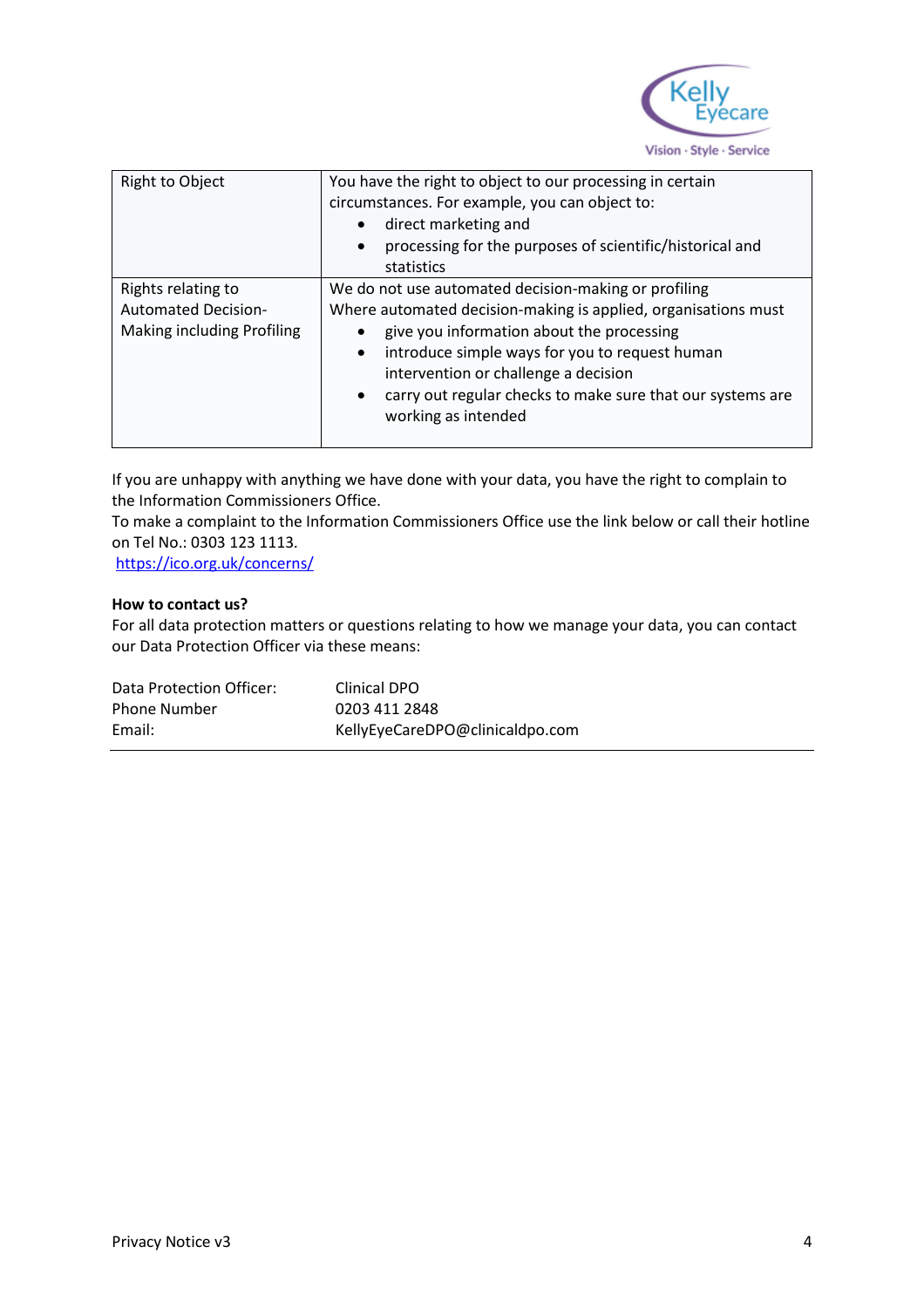| | |
|---|---|
| Right to Object | You have the right to object to our processing in certain circumstances. For example, you can object to:<br>• direct marketing and<br>• processing for the purposes of scientific/historical and statistics |
| Rights relating to Automated Decision-Making including Profiling | We do not use automated decision-making or profiling<br>Where automated decision-making is applied, organisations must<br>• give you information about the processing<br>• introduce simple ways for you to request human intervention or challenge a decision<br>• carry out regular checks to make sure that our systems are working as intended |

If you are unhappy with anything we have done with your data, you have the right to complain to the Information Commissioners Office.
To make a complaint to the Information Commissioners Office use the link below or call their hotline on Tel No.: 0303 123 1113.
https://ico.org.uk/concerns/

**How to contact us?**
For all data protection matters or questions relating to how we manage your data, you can contact our Data Protection Officer via these means:

| | |
|---|---|
| Data Protection Officer: | Clinical DPO |
| Phone Number | 0203 411 2848 |
| Email: | KellyEyeCareDPO@clinicaldpo.com |